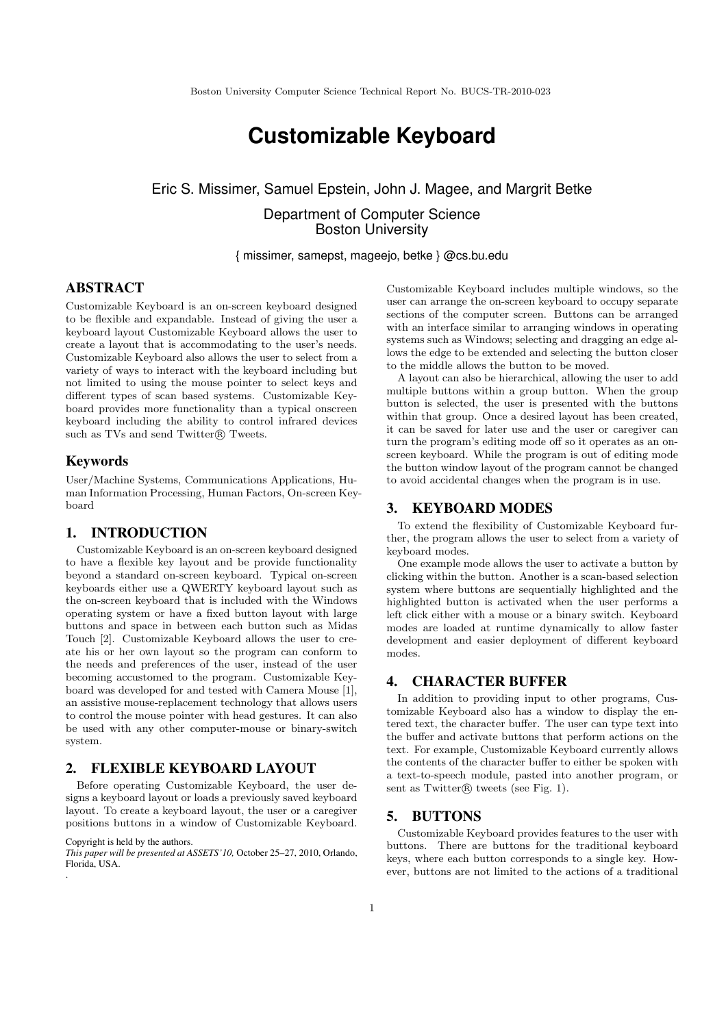# Customizable Keyboard

Eric S. Missimer, Samuel Epstein, John J. Magee, and Margrit Betke

Department of Computer Science
Boston University

{ missimer, samepst, mageejo, betke } @cs.bu.edu

## ABSTRACT

Customizable Keyboard is an on-screen keyboard designed to be flexible and expandable. Instead of giving the user a keyboard layout Customizable Keyboard allows the user to create a layout that is accommodating to the user's needs. Customizable Keyboard also allows the user to select from a variety of ways to interact with the keyboard including but not limited to using the mouse pointer to select keys and different types of scan based systems. Customizable Keyboard provides more functionality than a typical onscreen keyboard including the ability to control infrared devices such as TVs and send Twitter® Tweets.

## Keywords

User/Machine Systems, Communications Applications, Human Information Processing, Human Factors, On-screen Keyboard

## 1. INTRODUCTION

Customizable Keyboard is an on-screen keyboard designed to have a flexible key layout and be provide functionality beyond a standard on-screen keyboard. Typical on-screen keyboards either use a QWERTY keyboard layout such as the on-screen keyboard that is included with the Windows operating system or have a fixed button layout with large buttons and space in between each button such as Midas Touch [2]. Customizable Keyboard allows the user to create his or her own layout so the program can conform to the needs and preferences of the user, instead of the user becoming accustomed to the program. Customizable Keyboard was developed for and tested with Camera Mouse [1], an assistive mouse-replacement technology that allows users to control the mouse pointer with head gestures. It can also be used with any other computer-mouse or binary-switch system.

## 2. FLEXIBLE KEYBOARD LAYOUT

Before operating Customizable Keyboard, the user designs a keyboard layout or loads a previously saved keyboard layout. To create a keyboard layout, the user or a caregiver positions buttons in a window of Customizable Keyboard. Customizable Keyboard includes multiple windows, so the user can arrange the on-screen keyboard to occupy separate sections of the computer screen. Buttons can be arranged with an interface similar to arranging windows in operating systems such as Windows; selecting and dragging an edge allows the edge to be extended and selecting the button closer to the middle allows the button to be moved.

A layout can also be hierarchical, allowing the user to add multiple buttons within a group button. When the group button is selected, the user is presented with the buttons within that group. Once a desired layout has been created, it can be saved for later use and the user or caregiver can turn the program's editing mode off so it operates as an on-screen keyboard. While the program is out of editing mode the button window layout of the program cannot be changed to avoid accidental changes when the program is in use.

## 3. KEYBOARD MODES

To extend the flexibility of Customizable Keyboard further, the program allows the user to select from a variety of keyboard modes.

One example mode allows the user to activate a button by clicking within the button. Another is a scan-based selection system where buttons are sequentially highlighted and the highlighted button is activated when the user performs a left click either with a mouse or a binary switch. Keyboard modes are loaded at runtime dynamically to allow faster development and easier deployment of different keyboard modes.

## 4. CHARACTER BUFFER

In addition to providing input to other programs, Customizable Keyboard also has a window to display the entered text, the character buffer. The user can type text into the buffer and activate buttons that perform actions on the text. For example, Customizable Keyboard currently allows the contents of the character buffer to either be spoken with a text-to-speech module, pasted into another program, or sent as Twitter® tweets (see Fig. 1).

## 5. BUTTONS

Customizable Keyboard provides features to the user with buttons. There are buttons for the traditional keyboard keys, where each button corresponds to a single key. However, buttons are not limited to the actions of a traditional

Copyright is held by the authors.
*This paper will be presented at ASSETS'10,* October 25–27, 2010, Orlando, Florida, USA.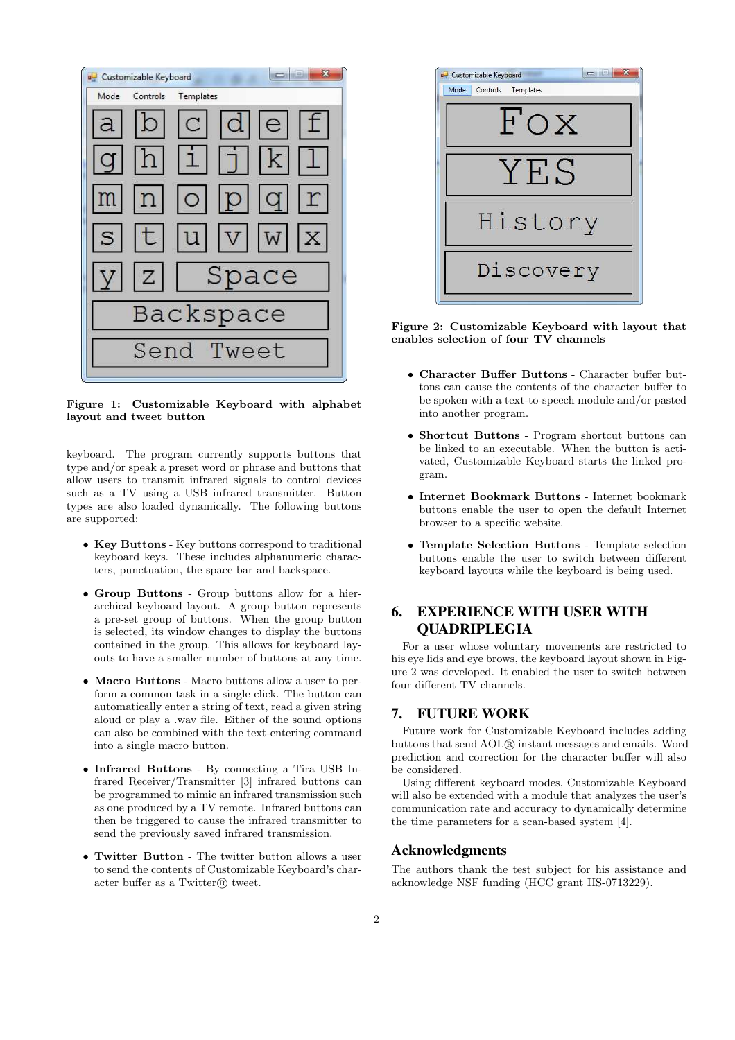Figure 1: Customizable Keyboard with alphabet layout and tweet button

keyboard. The program currently supports buttons that type and/or speak a preset word or phrase and buttons that allow users to transmit infrared signals to control devices such as a TV using a USB infrared transmitter. Button types are also loaded dynamically. The following buttons are supported:

- **Key Buttons** - Key buttons correspond to traditional keyboard keys. These includes alphanumeric characters, punctuation, the space bar and backspace.
- **Group Buttons** - Group buttons allow for a hierarchical keyboard layout. A group button represents a pre-set group of buttons. When the group button is selected, its window changes to display the buttons contained in the group. This allows for keyboard layouts to have a smaller number of buttons at any time.
- **Macro Buttons** - Macro buttons allow a user to perform a common task in a single click. The button can automatically enter a string of text, read a given string aloud or play a .wav file. Either of the sound options can also be combined with the text-entering command into a single macro button.
- **Infrared Buttons** - By connecting a Tira USB Infrared Receiver/Transmitter [3] infrared buttons can be programmed to mimic an infrared transmission such as one produced by a TV remote. Infrared buttons can then be triggered to cause the infrared transmitter to send the previously saved infrared transmission.
- **Twitter Button** - The twitter button allows a user to send the contents of Customizable Keyboard's character buffer as a Twitter® tweet.

Figure 2: Customizable Keyboard with layout that enables selection of four TV channels

- **Character Buffer Buttons** - Character buffer buttons can cause the contents of the character buffer to be spoken with a text-to-speech module and/or pasted into another program.
- **Shortcut Buttons** - Program shortcut buttons can be linked to an executable. When the button is activated, Customizable Keyboard starts the linked program.
- **Internet Bookmark Buttons** - Internet bookmark buttons enable the user to open the default Internet browser to a specific website.
- **Template Selection Buttons** - Template selection buttons enable the user to switch between different keyboard layouts while the keyboard is being used.

## 6. EXPERIENCE WITH USER WITH QUADRIPLEGIA

For a user whose voluntary movements are restricted to his eye lids and eye brows, the keyboard layout shown in Figure 2 was developed. It enabled the user to switch between four different TV channels.

## 7. FUTURE WORK

Future work for Customizable Keyboard includes adding buttons that send AOL® instant messages and emails. Word prediction and correction for the character buffer will also be considered.

Using different keyboard modes, Customizable Keyboard will also be extended with a module that analyzes the user's communication rate and accuracy to dynamically determine the time parameters for a scan-based system [4].

## Acknowledgments

The authors thank the test subject for his assistance and acknowledge NSF funding (HCC grant IIS-0713229).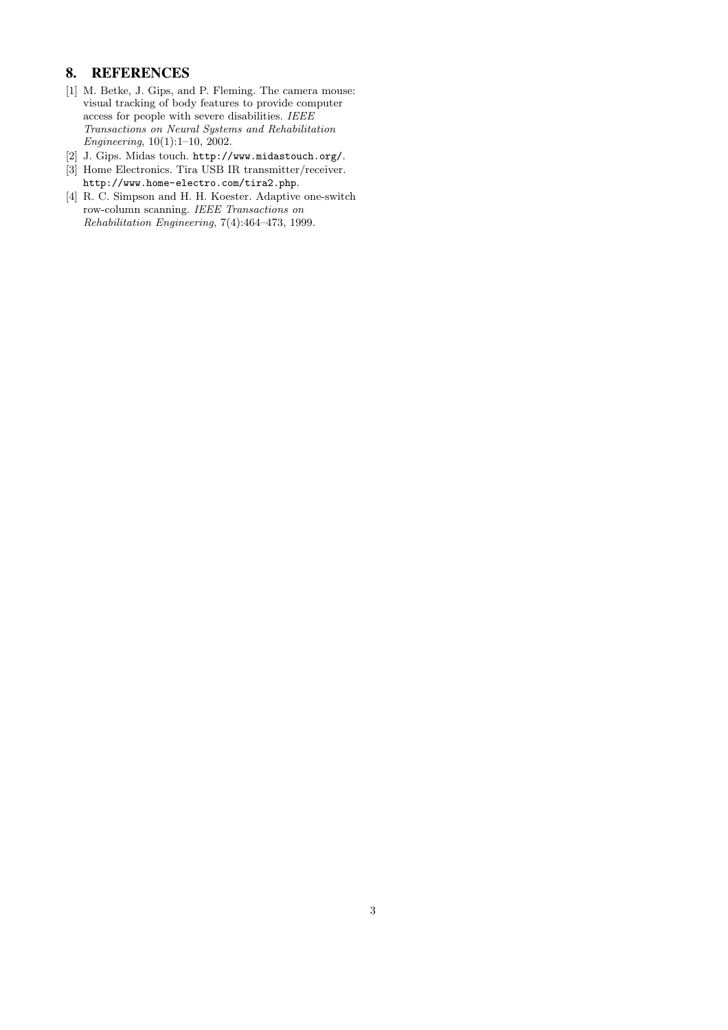## 8. REFERENCES

[1] M. Betke, J. Gips, and P. Fleming. The camera mouse: visual tracking of body features to provide computer access for people with severe disabilities. *IEEE Transactions on Neural Systems and Rehabilitation Engineering*, 10(1):1–10, 2002.

[2] J. Gips. Midas touch. `http://www.midastouch.org/`.

[3] Home Electronics. Tira USB IR transmitter/receiver. `http://www.home-electro.com/tira2.php`.

[4] R. C. Simpson and H. H. Koester. Adaptive one-switch row-column scanning. *IEEE Transactions on Rehabilitation Engineering*, 7(4):464–473, 1999.